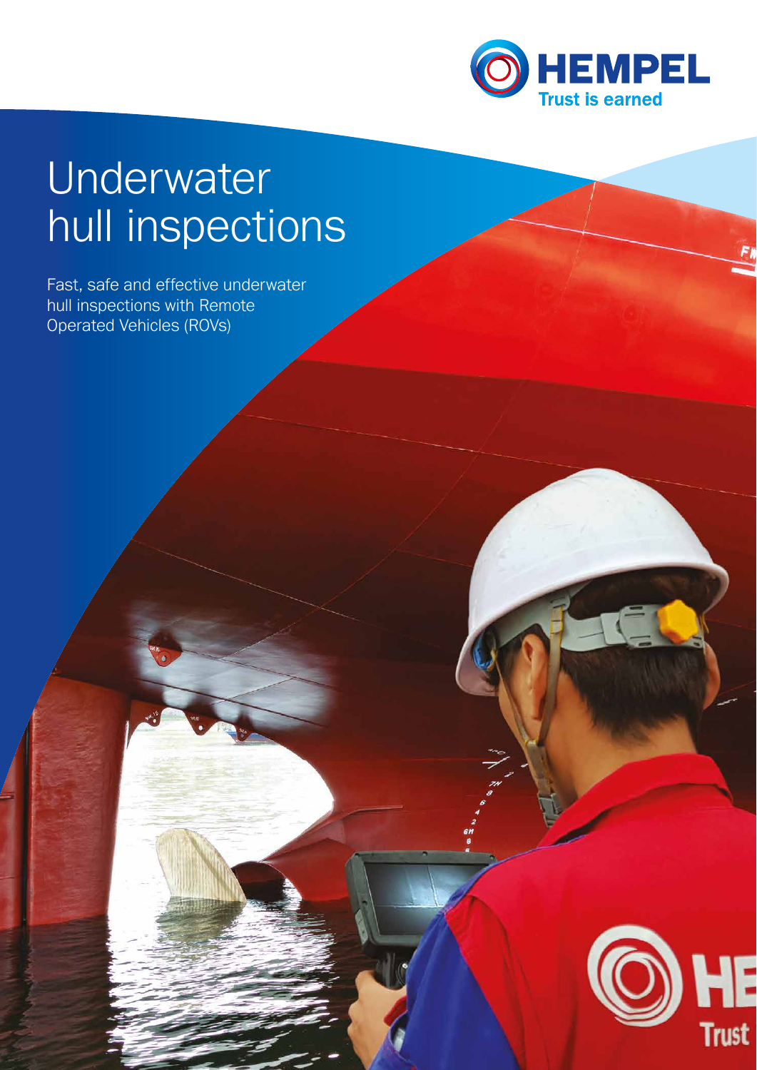# Underwater hull inspections

Fast, safe and effective underwater hull inspections with Remote Operated Vehicles (ROVs)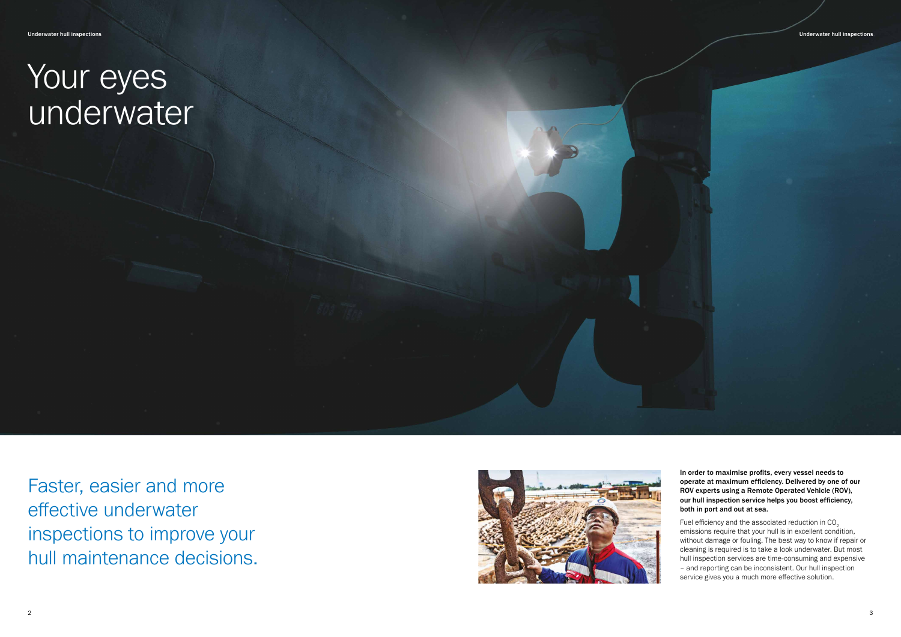# Your eyes underwater

## Faster, easier and more effective underwater inspections to improve your hull maintenance decisions.

**In order to maximise profits, every vessel needs to operate at maximum efficiency. Delivered by one of our ROV experts using a Remote Operated Vehicle (ROV), our hull inspection service helps you boost efficiency, both in port and out at sea.**

Fuel efficiency and the associated reduction in $CO_2$ emissions require that your hull is in excellent condition, without damage or fouling. The best way to know if repair or cleaning is required is to take a look underwater. But most hull inspection services are time-consuming and expensive – and reporting can be inconsistent. Our hull inspection service gives you a much more effective solution.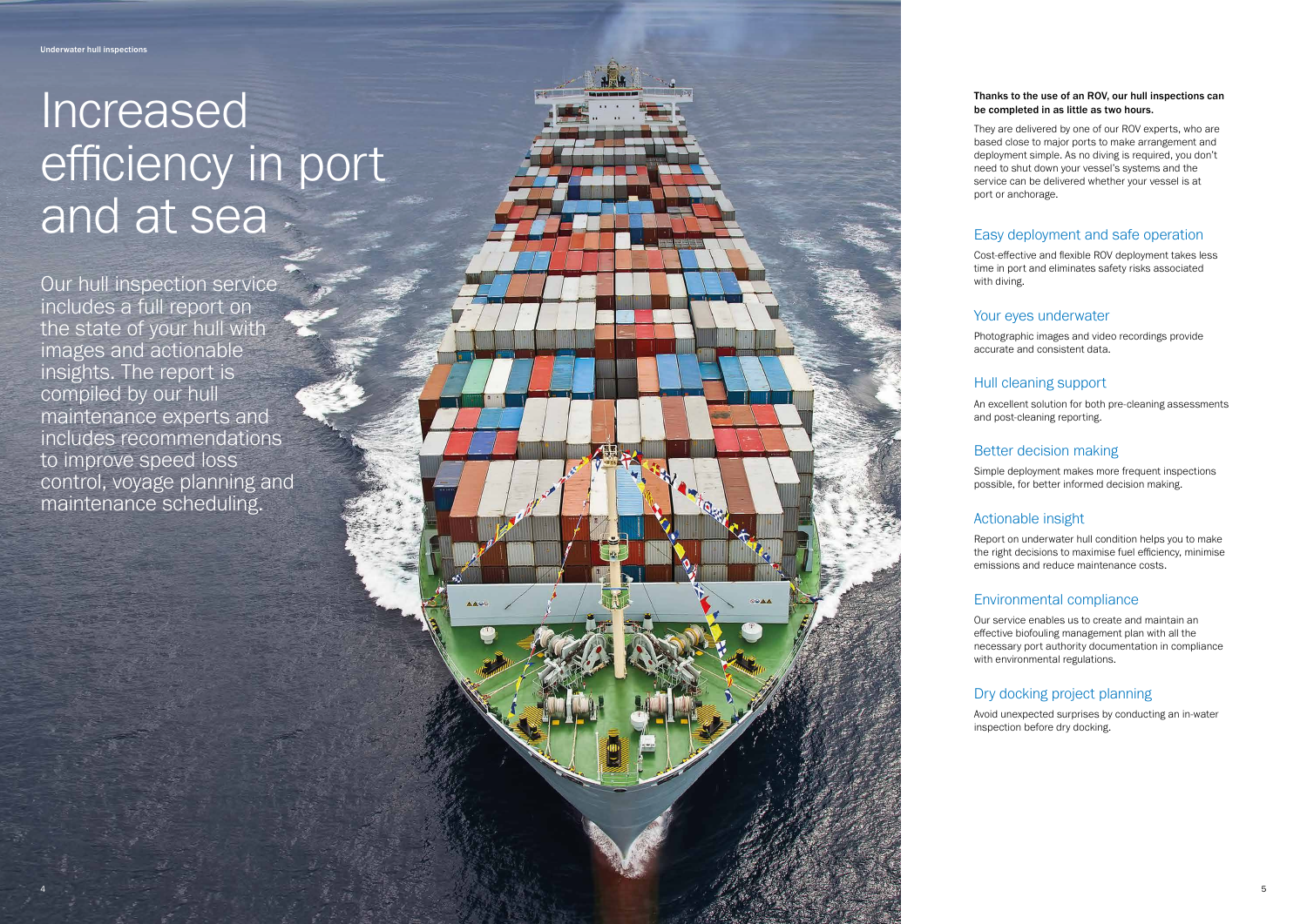# Increased efficiency in port and at sea

Our hull inspection service includes a full report on the state of your hull with images and actionable insights. The report is compiled by our hull maintenance experts and includes recommendations to improve speed loss control, voyage planning and maintenance scheduling.

**Thanks to the use of an ROV, our hull inspections can be completed in as little as two hours.**

They are delivered by one of our ROV experts, who are based close to major ports to make arrangement and deployment simple. As no diving is required, you don't need to shut down your vessel's systems and the service can be delivered whether your vessel is at port or anchorage.

## Easy deployment and safe operation

Cost-effective and flexible ROV deployment takes less time in port and eliminates safety risks associated with diving.

## Your eyes underwater

Photographic images and video recordings provide accurate and consistent data.

## Hull cleaning support

An excellent solution for both pre-cleaning assessments and post-cleaning reporting.

## Better decision making

Simple deployment makes more frequent inspections possible, for better informed decision making.

## Actionable insight

Report on underwater hull condition helps you to make the right decisions to maximise fuel efficiency, minimise emissions and reduce maintenance costs.

## Environmental compliance

Our service enables us to create and maintain an effective biofouling management plan with all the necessary port authority documentation in compliance with environmental regulations.

## Dry docking project planning

Avoid unexpected surprises by conducting an in-water inspection before dry docking.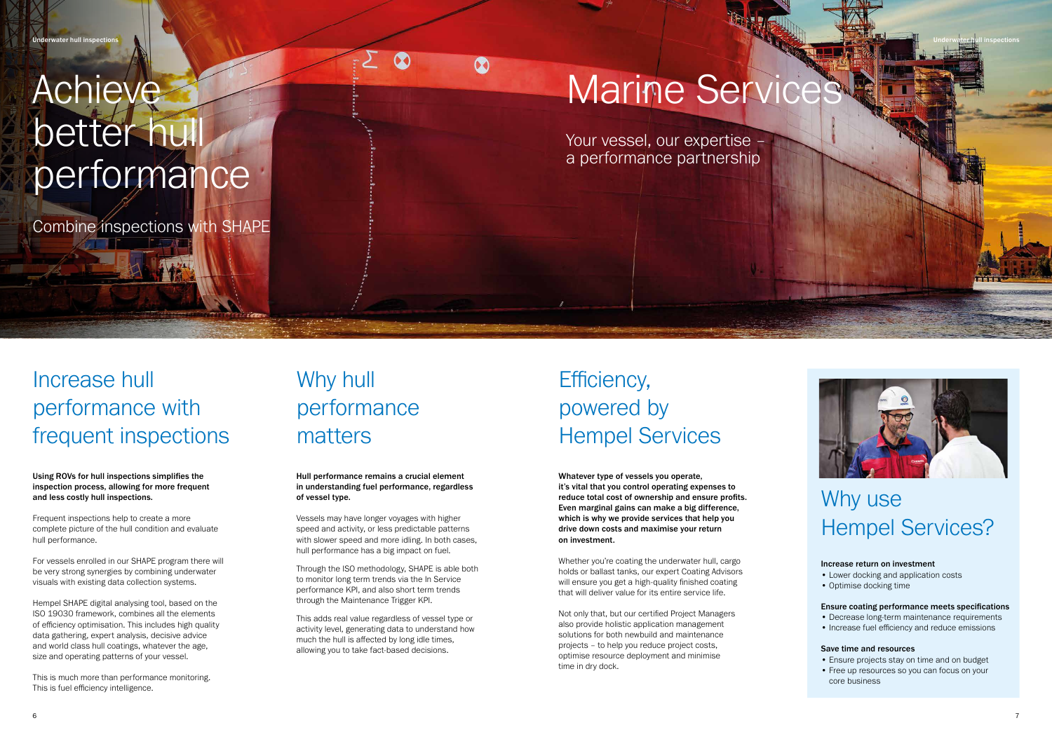# Achieve better hull performance

Combine inspections with SHAPE

## Increase hull performance with frequent inspections

**Using ROVs for hull inspections simplifies the inspection process, allowing for more frequent and less costly hull inspections.**

Frequent inspections help to create a more complete picture of the hull condition and evaluate hull performance.

For vessels enrolled in our SHAPE program there will be very strong synergies by combining underwater visuals with existing data collection systems.

Hempel SHAPE digital analysing tool, based on the ISO 19030 framework, combines all the elements of efficiency optimisation. This includes high quality data gathering, expert analysis, decisive advice and world class hull coatings, whatever the age, size and operating patterns of your vessel.

This is much more than performance monitoring. This is fuel efficiency intelligence.

## Why hull performance matters

**Hull performance remains a crucial element in understanding fuel performance, regardless of vessel type.**

Vessels may have longer voyages with higher speed and activity, or less predictable patterns with slower speed and more idling. In both cases, hull performance has a big impact on fuel.

Through the ISO methodology, SHAPE is able both to monitor long term trends via the In Service performance KPI, and also short term trends through the Maintenance Trigger KPI.

This adds real value regardless of vessel type or activity level, generating data to understand how much the hull is affected by long idle times, allowing you to take fact-based decisions.

# Marine Services

Your vessel, our expertise – a performance partnership

## Efficiency, powered by Hempel Services

**Whatever type of vessels you operate, it's vital that you control operating expenses to reduce total cost of ownership and ensure profits. Even marginal gains can make a big difference, which is why we provide services that help you drive down costs and maximise your return on investment.**

Whether you're coating the underwater hull, cargo holds or ballast tanks, our expert Coating Advisors will ensure you get a high-quality finished coating that will deliver value for its entire service life.

Not only that, but our certified Project Managers also provide holistic application management solutions for both newbuild and maintenance projects – to help you reduce project costs, optimise resource deployment and minimise time in dry dock.

## Why use Hempel Services?

**Increase return on investment**

- Lower docking and application costs
- Optimise docking time

**Ensure coating performance meets specifications**

- Decrease long-term maintenance requirements
- Increase fuel efficiency and reduce emissions

**Save time and resources**

- Ensure projects stay on time and on budget
- Free up resources so you can focus on your core business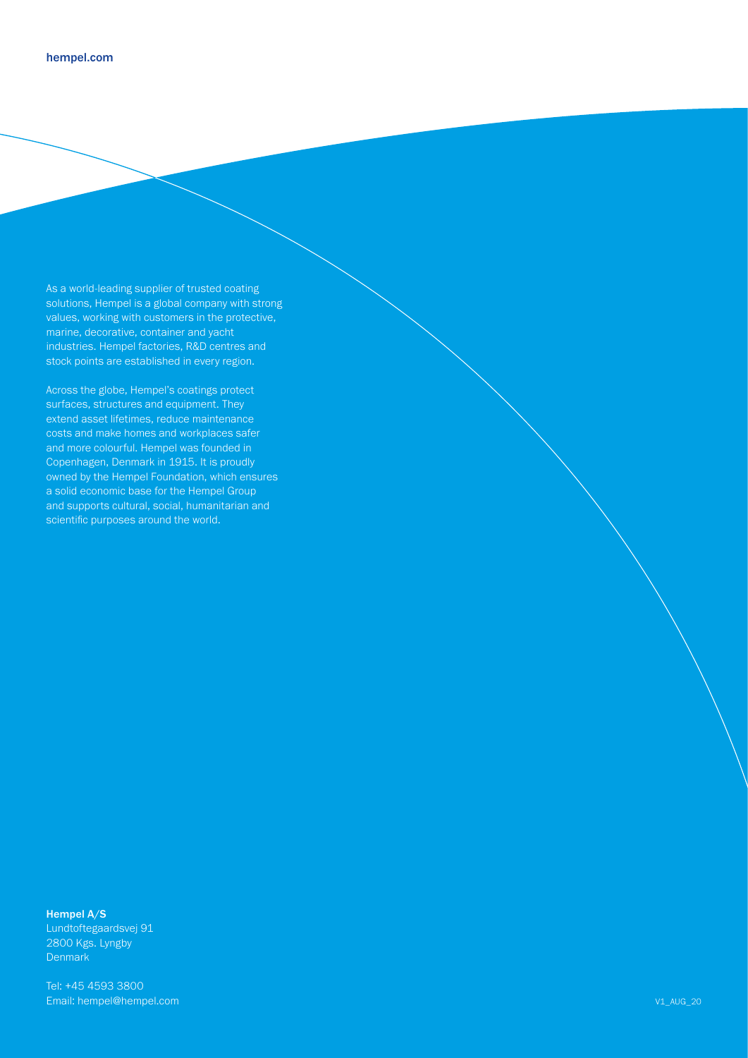hempel.com

As a world-leading supplier of trusted coating solutions, Hempel is a global company with strong values, working with customers in the protective, marine, decorative, container and yacht industries. Hempel factories, R&D centres and stock points are established in every region.

Across the globe, Hempel's coatings protect surfaces, structures and equipment. They extend asset lifetimes, reduce maintenance costs and make homes and workplaces safer and more colourful. Hempel was founded in Copenhagen, Denmark in 1915. It is proudly owned by the Hempel Foundation, which ensures a solid economic base for the Hempel Group and supports cultural, social, humanitarian and scientific purposes around the world.

**Hempel A/S**
Lundtoftegaardsvej 91
2800 Kgs. Lyngby
Denmark

Tel: +45 4593 3800
Email: hempel@hempel.com

V1_AUG_20